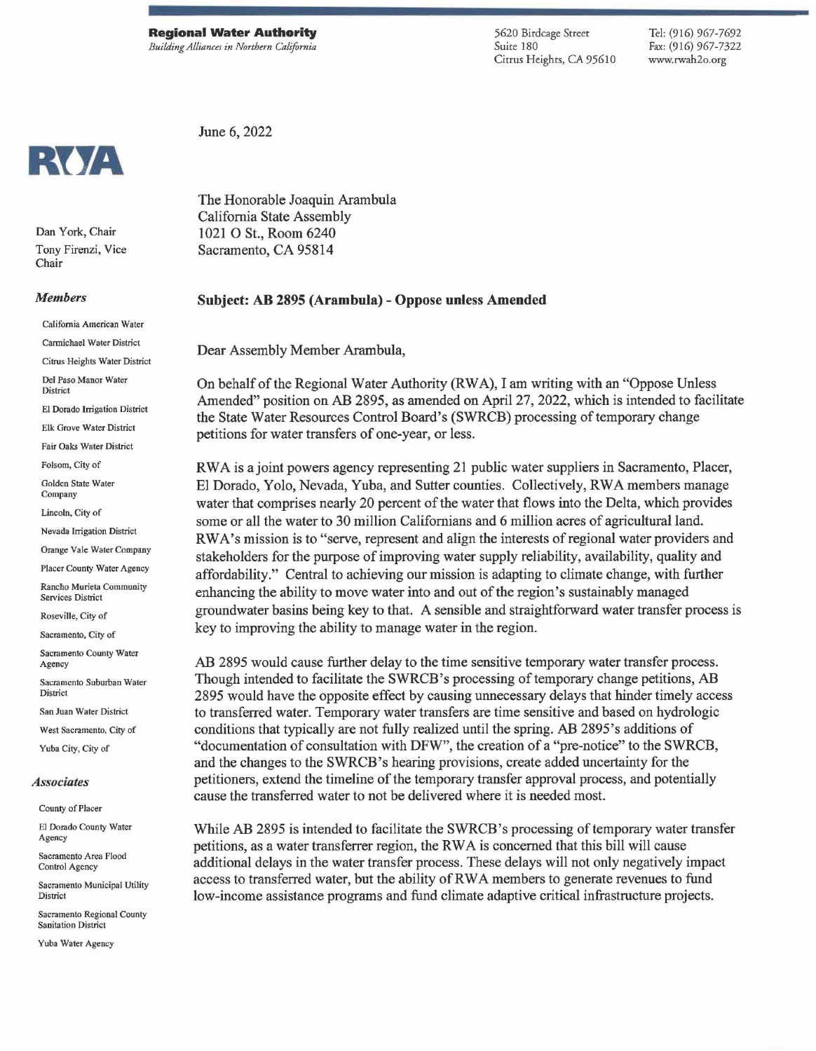**Regional Water Authority**
*Building Alliances in Northern California*

5620 Birdcage Street
Suite 180
Citrus Heights, CA 95610

Tel: (916) 967-7692
Fax: (916) 967-7322
www.rwah2o.org

RWA

Dan York, Chair
Tony Firenzi, Vice Chair

*Members*

California American Water
Carmichael Water District
Citrus Heights Water District
Del Paso Manor Water District
El Dorado Irrigation District
Elk Grove Water District
Fair Oaks Water District
Folsom, City of
Golden State Water Company
Lincoln, City of
Nevada Irrigation District
Orange Vale Water Company
Placer County Water Agency
Rancho Murieta Community Services District
Roseville, City of
Sacramento, City of
Sacramento County Water Agency
Sacramento Suburban Water District
San Juan Water District
West Sacramento, City of
Yuba City, City of

*Associates*

County of Placer
El Dorado County Water Agency
Sacramento Area Flood Control Agency
Sacramento Municipal Utility District
Sacramento Regional County Sanitation District
Yuba Water Agency

June 6, 2022

The Honorable Joaquin Arambula
California State Assembly
1021 O St., Room 6240
Sacramento, CA 95814

**Subject: AB 2895 (Arambula) - Oppose unless Amended**

Dear Assembly Member Arambula,

On behalf of the Regional Water Authority (RWA), I am writing with an "Oppose Unless Amended" position on AB 2895, as amended on April 27, 2022, which is intended to facilitate the State Water Resources Control Board's (SWRCB) processing of temporary change petitions for water transfers of one-year, or less.

RWA is a joint powers agency representing 21 public water suppliers in Sacramento, Placer, El Dorado, Yolo, Nevada, Yuba, and Sutter counties. Collectively, RWA members manage water that comprises nearly 20 percent of the water that flows into the Delta, which provides some or all the water to 30 million Californians and 6 million acres of agricultural land. RWA's mission is to "serve, represent and align the interests of regional water providers and stakeholders for the purpose of improving water supply reliability, availability, quality and affordability." Central to achieving our mission is adapting to climate change, with further enhancing the ability to move water into and out of the region's sustainably managed groundwater basins being key to that. A sensible and straightforward water transfer process is key to improving the ability to manage water in the region.

AB 2895 would cause further delay to the time sensitive temporary water transfer process. Though intended to facilitate the SWRCB's processing of temporary change petitions, AB 2895 would have the opposite effect by causing unnecessary delays that hinder timely access to transferred water. Temporary water transfers are time sensitive and based on hydrologic conditions that typically are not fully realized until the spring. AB 2895's additions of "documentation of consultation with DFW", the creation of a "pre-notice" to the SWRCB, and the changes to the SWRCB's hearing provisions, create added uncertainty for the petitioners, extend the timeline of the temporary transfer approval process, and potentially cause the transferred water to not be delivered where it is needed most.

While AB 2895 is intended to facilitate the SWRCB's processing of temporary water transfer petitions, as a water transferrer region, the RWA is concerned that this bill will cause additional delays in the water transfer process. These delays will not only negatively impact access to transferred water, but the ability of RWA members to generate revenues to fund low-income assistance programs and fund climate adaptive critical infrastructure projects.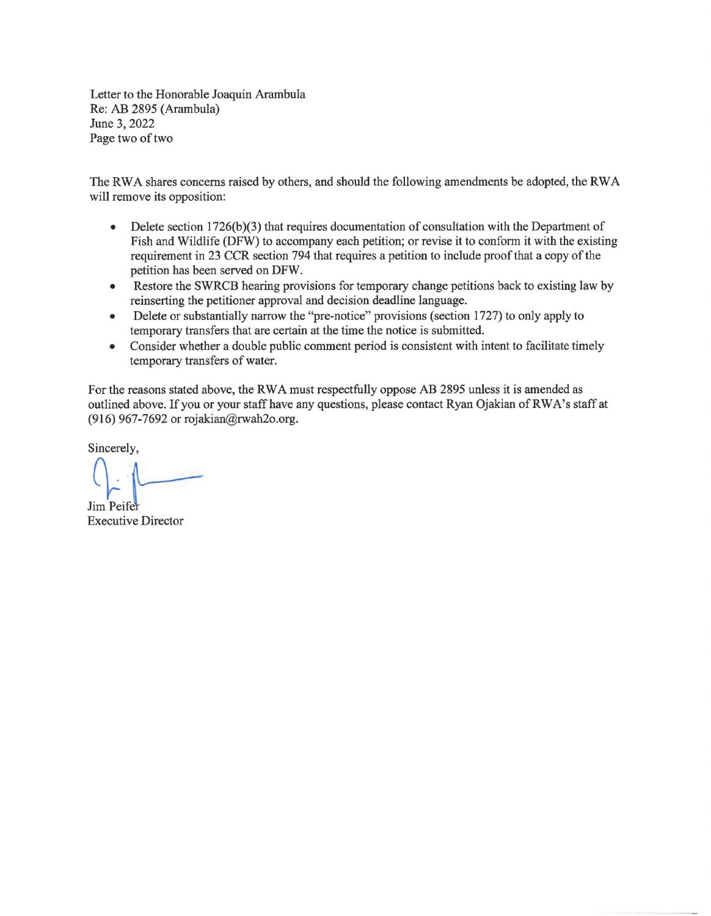Letter to the Honorable Joaquin Arambula
Re: AB 2895 (Arambula)
June 3, 2022

The RWA shares concerns raised by others, and should the following amendments be adopted, the RWA will remove its opposition:

- Delete section 1726(b)(3) that requires documentation of consultation with the Department of Fish and Wildlife (DFW) to accompany each petition; or revise it to conform it with the existing requirement in 23 CCR section 794 that requires a petition to include proof that a copy of the petition has been served on DFW.
- Restore the SWRCB hearing provisions for temporary change petitions back to existing law by reinserting the petitioner approval and decision deadline language.
- Delete or substantially narrow the "pre-notice" provisions (section 1727) to only apply to temporary transfers that are certain at the time the notice is submitted.
- Consider whether a double public comment period is consistent with intent to facilitate timely temporary transfers of water.

For the reasons stated above, the RWA must respectfully oppose AB 2895 unless it is amended as outlined above. If you or your staff have any questions, please contact Ryan Ojakian of RWA's staff at (916) 967-7692 or rojakian@rwah2o.org.

Sincerely,

Jim Peifer
Executive Director